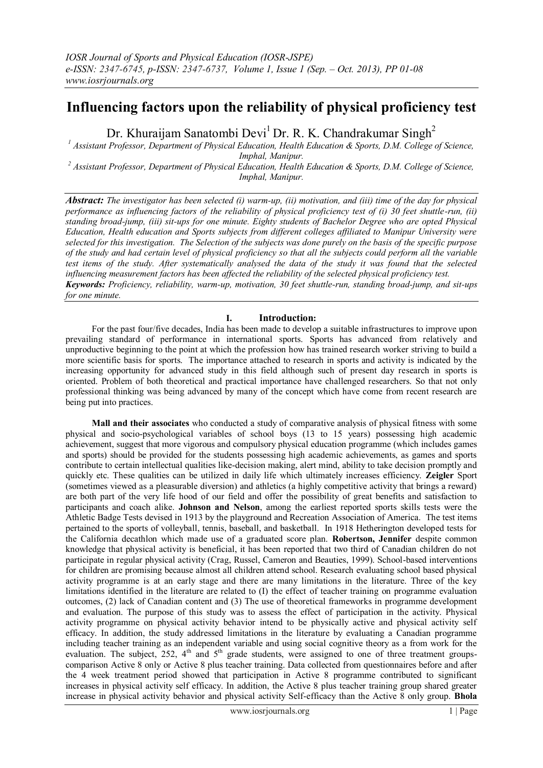# Influencing factors upon the reliability of physical proficiency test

Dr. Khuraijam Sanatombi Devi[1] Dr. R. K. Chandrakumar Singh[2]

[1] *Assistant Professor, Department of Physical Education, Health Education & Sports, D.M. College of Science, Imphal, Manipur.*

[2] *Assistant Professor, Department of Physical Education, Health Education & Sports, D.M. College of Science, Imphal, Manipur.*

***Abstract:*** *The investigator has been selected (i) warm-up, (ii) motivation, and (iii) time of the day for physical performance as influencing factors of the reliability of physical proficiency test of (i) 30 feet shuttle-run, (ii) standing broad-jump, (iii) sit-ups for one minute. Eighty students of Bachelor Degree who are opted Physical Education, Health education and Sports subjects from different colleges affiliated to Manipur University were selected for this investigation. The Selection of the subjects was done purely on the basis of the specific purpose of the study and had certain level of physical proficiency so that all the subjects could perform all the variable test items of the study. After systematically analysed the data of the study it was found that the selected influencing measurement factors has been affected the reliability of the selected physical proficiency test.*

***Keywords:*** *Proficiency, reliability, warm-up, motivation, 30 feet shuttle-run, standing broad-jump, and sit-ups for one minute.*

## I. Introduction:

For the past four/five decades, India has been made to develop a suitable infrastructures to improve upon prevailing standard of performance in international sports. Sports has advanced from relatively and unproductive beginning to the point at which the profession how has trained research worker striving to build a more scientific basis for sports. The importance attached to research in sports and activity is indicated by the increasing opportunity for advanced study in this field although such of present day research in sports is oriented. Problem of both theoretical and practical importance have challenged researchers. So that not only professional thinking was being advanced by many of the concept which have come from recent research are being put into practices.

**Mall and their associates** who conducted a study of comparative analysis of physical fitness with some physical and socio-psychological variables of school boys (13 to 15 years) possessing high academic achievement, suggest that more vigorous and compulsory physical education programme (which includes games and sports) should be provided for the students possessing high academic achievements, as games and sports contribute to certain intellectual qualities like-decision making, alert mind, ability to take decision promptly and quickly etc. These qualities can be utilized in daily life which ultimately increases efficiency. **Zeigler** Sport (sometimes viewed as a pleasurable diversion) and athletics (a highly competitive activity that brings a reward) are both part of the very life hood of our field and offer the possibility of great benefits and satisfaction to participants and coach alike. **Johnson and Nelson**, among the earliest reported sports skills tests were the Athletic Badge Tests devised in 1913 by the playground and Recreation Association of America. The test items pertained to the sports of volleyball, tennis, baseball, and basketball. In 1918 Hetherington developed tests for the California decathlon which made use of a graduated score plan. **Robertson, Jennifer** despite common knowledge that physical activity is beneficial, it has been reported that two third of Canadian children do not participate in regular physical activity (Crag, Russel, Cameron and Beauties, 1999). School-based interventions for children are promising because almost all children attend school. Research evaluating school based physical activity programme is at an early stage and there are many limitations in the literature. Three of the key limitations identified in the literature are related to (I) the effect of teacher training on programme evaluation outcomes, (2) lack of Canadian content and (3) The use of theoretical frameworks in programme development and evaluation. The purpose of this study was to assess the effect of participation in the activity. Physical activity programme on physical activity behavior intend to be physically active and physical activity self efficacy. In addition, the study addressed limitations in the literature by evaluating a Canadian programme including teacher training as an independent variable and using social cognitive theory as a from work for the evaluation. The subject, 252, 4th and 5th grade students, were assigned to one of three treatment groups-comparison Active 8 only or Active 8 plus teacher training. Data collected from questionnaires before and after the 4 week treatment period showed that participation in Active 8 programme contributed to significant increases in physical activity self efficacy. In addition, the Active 8 plus teacher training group shared greater increase in physical activity behavior and physical activity Self-efficacy than the Active 8 only group. **Bhola**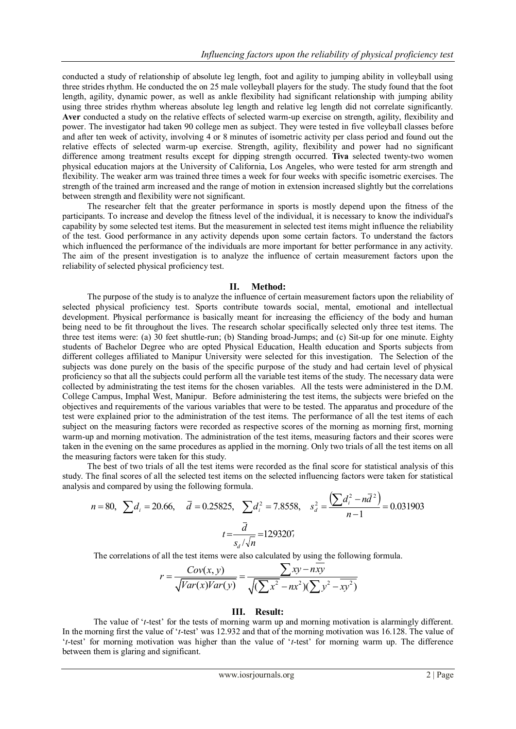conducted a study of relationship of absolute leg length, foot and agility to jumping ability in volleyball using three strides rhythm. He conducted the on 25 male volleyball players for the study. The study found that the foot length, agility, dynamic power, as well as ankle flexibility had significant relationship with jumping ability using three strides rhythm whereas absolute leg length and relative leg length did not correlate significantly. **Aver** conducted a study on the relative effects of selected warm-up exercise on strength, agility, flexibility and power. The investigator had taken 90 college men as subject. They were tested in five volleyball classes before and after ten week of activity, involving 4 or 8 minutes of isometric activity per class period and found out the relative effects of selected warm-up exercise. Strength, agility, flexibility and power had no significant difference among treatment results except for dipping strength occurred. **Tiva** selected twenty-two women physical education majors at the University of California, Los Angeles, who were tested for arm strength and flexibility. The weaker arm was trained three times a week for four weeks with specific isometric exercises. The strength of the trained arm increased and the range of motion in extension increased slightly but the correlations between strength and flexibility were not significant.

The researcher felt that the greater performance in sports is mostly depend upon the fitness of the participants. To increase and develop the fitness level of the individual, it is necessary to know the individual's capability by some selected test items. But the measurement in selected test items might influence the reliability of the test. Good performance in any activity depends upon some certain factors. To understand the factors which influenced the performance of the individuals are more important for better performance in any activity. The aim of the present investigation is to analyze the influence of certain measurement factors upon the reliability of selected physical proficiency test.

## II. Method:

The purpose of the study is to analyze the influence of certain measurement factors upon the reliability of selected physical proficiency test. Sports contribute towards social, mental, emotional and intellectual development. Physical performance is basically meant for increasing the efficiency of the body and human being need to be fit throughout the lives. The research scholar specifically selected only three test items. The three test items were: (a) 30 feet shuttle-run; (b) Standing broad-Jumps; and (c) Sit-up for one minute. Eighty students of Bachelor Degree who are opted Physical Education, Health education and Sports subjects from different colleges affiliated to Manipur University were selected for this investigation. The Selection of the subjects was done purely on the basis of the specific purpose of the study and had certain level of physical proficiency so that all the subjects could perform all the variable test items of the study. The necessary data were collected by administrating the test items for the chosen variables. All the tests were administered in the D.M. College Campus, Imphal West, Manipur. Before administering the test items, the subjects were briefed on the objectives and requirements of the various variables that were to be tested. The apparatus and procedure of the test were explained prior to the administration of the test items. The performance of all the test items of each subject on the measuring factors were recorded as respective scores of the morning as morning first, morning warm-up and morning motivation. The administration of the test items, measuring factors and their scores were taken in the evening on the same procedures as applied in the morning. Only two trials of all the test items on all the measuring factors were taken for this study.

The best of two trials of all the test items were recorded as the final score for statistical analysis of this study. The final scores of all the selected test items on the selected influencing factors were taken for statistical analysis and compared by using the following formula.

$$n = 80,\quad \sum d_i = 20.66,\quad \bar{d} = 0.25825,\quad \sum d_i^2 = 7.8558,\quad s_d^2 = \frac{\left(\sum d_i^2 - n\bar{d}^2\right)}{n-1} = 0.031903$$

$$t = \frac{\bar{d}}{s_d/\sqrt{n}} = 1293207$$

The correlations of all the test items were also calculated by using the following formula.

$$r = \frac{Cov(x,y)}{\sqrt{Var(x)Var(y)}} = \frac{\sum xy - n\overline{xy}}{\sqrt{(\sum x^2 - nx^2)(\sum y^2 - \overline{xy^2})}}$$

## III. Result:

The value of '*t*-test' for the tests of morning warm up and morning motivation is alarmingly different. In the morning first the value of '*t*-test' was 12.932 and that of the morning motivation was 16.128. The value of '*t*-test' for morning motivation was higher than the value of '*t*-test' for morning warm up. The difference between them is glaring and significant.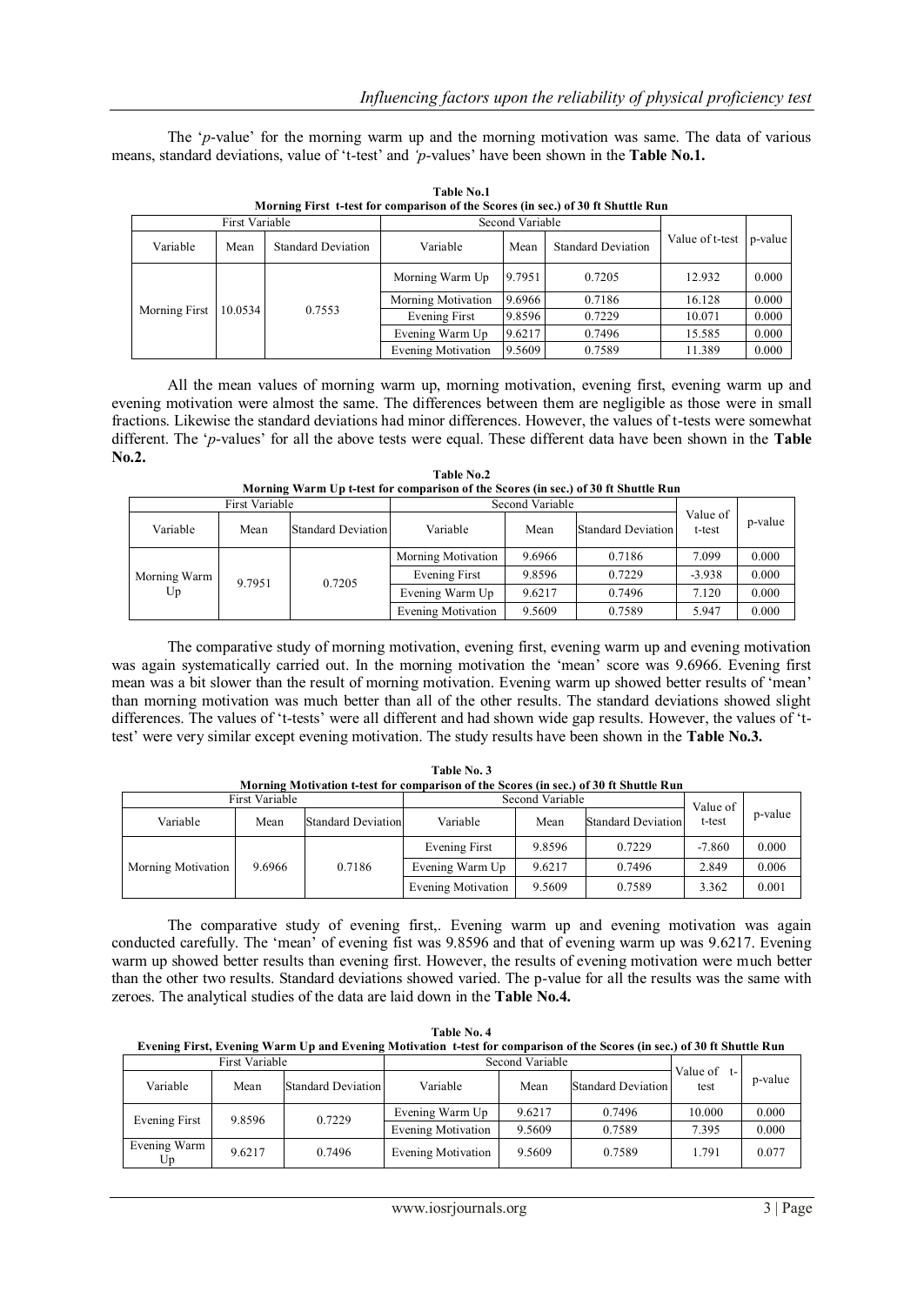The '*p*-value' for the morning warm up and the morning motivation was same. The data of various means, standard deviations, value of 't-test' and '*p*-values' have been shown in the **Table No.1.**

**Table No.1**
**Morning First t-test for comparison of the Scores (in sec.) of 30 ft Shuttle Run**

| First Variable | | | Second Variable | | | Value of t-test | p-value |
|---|---|---|---|---|---|---|---|
| Variable | Mean | Standard Deviation | Variable | Mean | Standard Deviation | | |
| Morning First | 10.0534 | 0.7553 | Morning Warm Up | 9.7951 | 0.7205 | 12.932 | 0.000 |
| | | | Morning Motivation | 9.6966 | 0.7186 | 16.128 | 0.000 |
| | | | Evening First | 9.8596 | 0.7229 | 10.071 | 0.000 |
| | | | Evening Warm Up | 9.6217 | 0.7496 | 15.585 | 0.000 |
| | | | Evening Motivation | 9.5609 | 0.7589 | 11.389 | 0.000 |

All the mean values of morning warm up, morning motivation, evening first, evening warm up and evening motivation were almost the same. The differences between them are negligible as those were in small fractions. Likewise the standard deviations had minor differences. However, the values of t-tests were somewhat different. The '*p*-values' for all the above tests were equal. These different data have been shown in the **Table No.2.**

**Table No.2**
**Morning Warm Up t-test for comparison of the Scores (in sec.) of 30 ft Shuttle Run**

| First Variable | | | Second Variable | | | Value of t-test | p-value |
|---|---|---|---|---|---|---|---|
| Variable | Mean | Standard Deviation | Variable | Mean | Standard Deviation | | |
| Morning Warm Up | 9.7951 | 0.7205 | Morning Motivation | 9.6966 | 0.7186 | 7.099 | 0.000 |
| | | | Evening First | 9.8596 | 0.7229 | -3.938 | 0.000 |
| | | | Evening Warm Up | 9.6217 | 0.7496 | 7.120 | 0.000 |
| | | | Evening Motivation | 9.5609 | 0.7589 | 5.947 | 0.000 |

The comparative study of morning motivation, evening first, evening warm up and evening motivation was again systematically carried out. In the morning motivation the 'mean' score was 9.6966. Evening first mean was a bit slower than the result of morning motivation. Evening warm up showed better results of 'mean' than morning motivation was much better than all of the other results. The standard deviations showed slight differences. The values of 't-tests' were all different and had shown wide gap results. However, the values of 't-test' were very similar except evening motivation. The study results have been shown in the **Table No.3.**

**Table No. 3**
**Morning Motivation t-test for comparison of the Scores (in sec.) of 30 ft Shuttle Run**

| First Variable | | | Second Variable | | | Value of t-test | p-value |
|---|---|---|---|---|---|---|---|
| Variable | Mean | Standard Deviation | Variable | Mean | Standard Deviation | | |
| Morning Motivation | 9.6966 | 0.7186 | Evening First | 9.8596 | 0.7229 | -7.860 | 0.000 |
| | | | Evening Warm Up | 9.6217 | 0.7496 | 2.849 | 0.006 |
| | | | Evening Motivation | 9.5609 | 0.7589 | 3.362 | 0.001 |

The comparative study of evening first,. Evening warm up and evening motivation was again conducted carefully. The 'mean' of evening fist was 9.8596 and that of evening warm up was 9.6217. Evening warm up showed better results than evening first. However, the results of evening motivation were much better than the other two results. Standard deviations showed varied. The p-value for all the results was the same with zeroes. The analytical studies of the data are laid down in the **Table No.4.**

**Table No. 4**
**Evening First, Evening Warm Up and Evening Motivation t-test for comparison of the Scores (in sec.) of 30 ft Shuttle Run**

| First Variable | | | Second Variable | | | Value of t-test | p-value |
|---|---|---|---|---|---|---|---|
| Variable | Mean | Standard Deviation | Variable | Mean | Standard Deviation | | |
| Evening First | 9.8596 | 0.7229 | Evening Warm Up | 9.6217 | 0.7496 | 10.000 | 0.000 |
| | | | Evening Motivation | 9.5609 | 0.7589 | 7.395 | 0.000 |
| Evening Warm Up | 9.6217 | 0.7496 | Evening Motivation | 9.5609 | 0.7589 | 1.791 | 0.077 |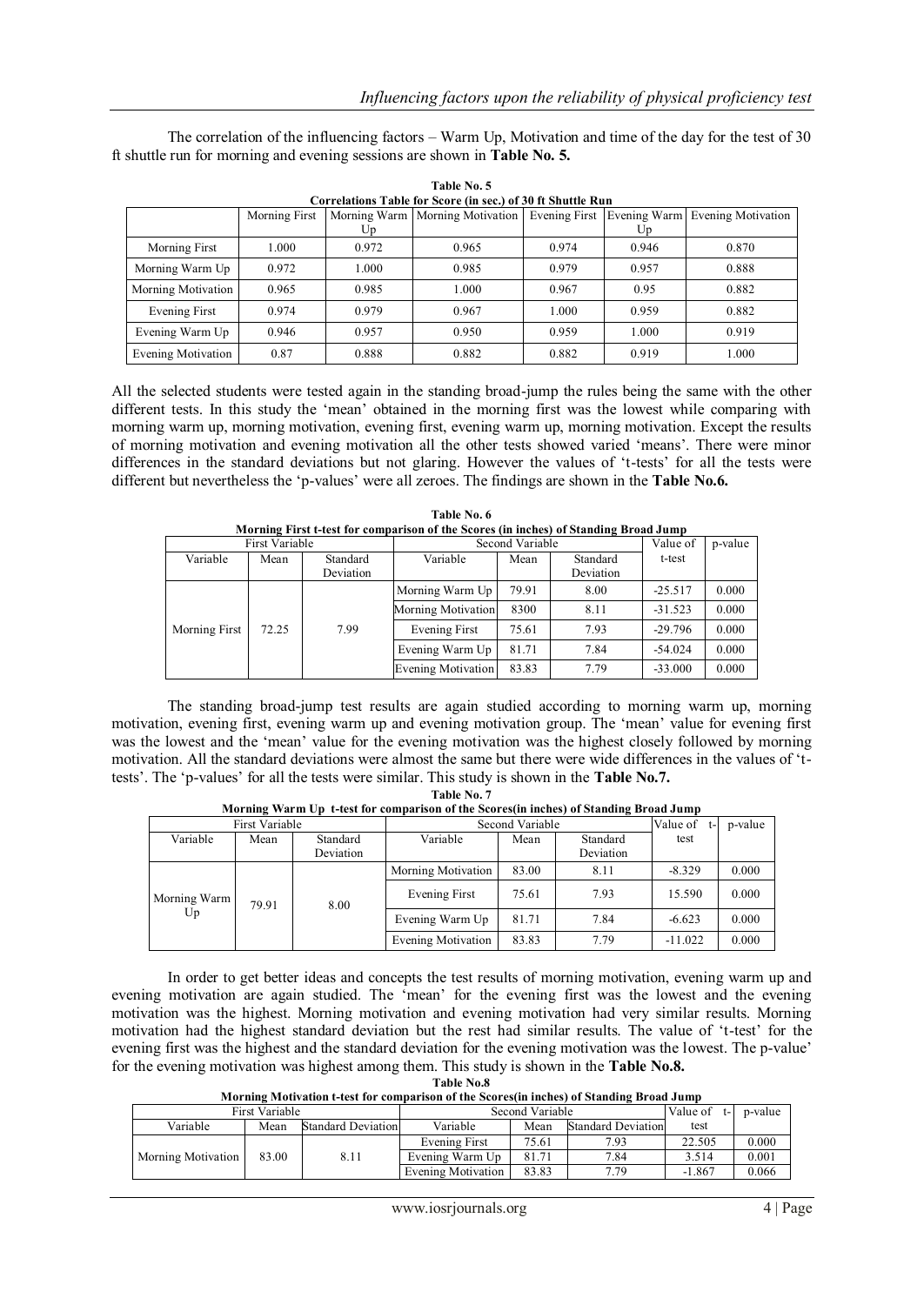The correlation of the influencing factors – Warm Up, Motivation and time of the day for the test of 30 ft shuttle run for morning and evening sessions are shown in **Table No. 5.**

**Table No. 5**
**Correlations Table for Score (in sec.) of 30 ft Shuttle Run**

| | Morning First | Morning Warm Up | Morning Motivation | Evening First | Evening Warm Up | Evening Motivation |
|---|---|---|---|---|---|---|
| Morning First | 1.000 | 0.972 | 0.965 | 0.974 | 0.946 | 0.870 |
| Morning Warm Up | 0.972 | 1.000 | 0.985 | 0.979 | 0.957 | 0.888 |
| Morning Motivation | 0.965 | 0.985 | 1.000 | 0.967 | 0.95 | 0.882 |
| Evening First | 0.974 | 0.979 | 0.967 | 1.000 | 0.959 | 0.882 |
| Evening Warm Up | 0.946 | 0.957 | 0.950 | 0.959 | 1.000 | 0.919 |
| Evening Motivation | 0.87 | 0.888 | 0.882 | 0.882 | 0.919 | 1.000 |

All the selected students were tested again in the standing broad-jump the rules being the same with the other different tests. In this study the 'mean' obtained in the morning first was the lowest while comparing with morning warm up, morning motivation, evening first, evening warm up, morning motivation. Except the results of morning motivation and evening motivation all the other tests showed varied 'means'. There were minor differences in the standard deviations but not glaring. However the values of 't-tests' for all the tests were different but nevertheless the 'p-values' were all zeroes. The findings are shown in the **Table No.6.**

**Table No. 6**
**Morning First t-test for comparison of the Scores (in inches) of Standing Broad Jump**

| First Variable | | | Second Variable | | | Value of t-test | p-value |
|---|---|---|---|---|---|---|---|
| Variable | Mean | Standard Deviation | Variable | Mean | Standard Deviation | | |
| Morning First | 72.25 | 7.99 | Morning Warm Up | 79.91 | 8.00 | -25.517 | 0.000 |
| | | | Morning Motivation | 8300 | 8.11 | -31.523 | 0.000 |
| | | | Evening First | 75.61 | 7.93 | -29.796 | 0.000 |
| | | | Evening Warm Up | 81.71 | 7.84 | -54.024 | 0.000 |
| | | | Evening Motivation | 83.83 | 7.79 | -33.000 | 0.000 |

The standing broad-jump test results are again studied according to morning warm up, morning motivation, evening first, evening warm up and evening motivation group. The 'mean' value for evening first was the lowest and the 'mean' value for the evening motivation was the highest closely followed by morning motivation. All the standard deviations were almost the same but there were wide differences in the values of 't-tests'. The 'p-values' for all the tests were similar. This study is shown in the **Table No.7.**

**Table No. 7**
**Morning Warm Up t-test for comparison of the Scores(in inches) of Standing Broad Jump**

| First Variable | | | Second Variable | | | Value of t-test | p-value |
|---|---|---|---|---|---|---|---|
| Variable | Mean | Standard Deviation | Variable | Mean | Standard Deviation | | |
| Morning Warm Up | 79.91 | 8.00 | Morning Motivation | 83.00 | 8.11 | -8.329 | 0.000 |
| | | | Evening First | 75.61 | 7.93 | 15.590 | 0.000 |
| | | | Evening Warm Up | 81.71 | 7.84 | -6.623 | 0.000 |
| | | | Evening Motivation | 83.83 | 7.79 | -11.022 | 0.000 |

In order to get better ideas and concepts the test results of morning motivation, evening warm up and evening motivation are again studied. The 'mean' for the evening first was the lowest and the evening motivation was the highest. Morning motivation and evening motivation had very similar results. Morning motivation had the highest standard deviation but the rest had similar results. The value of 't-test' for the evening first was the highest and the standard deviation for the evening motivation was the lowest. The p-value' for the evening motivation was highest among them. This study is shown in the **Table No.8.**

**Table No.8**
**Morning Motivation t-test for comparison of the Scores(in inches) of Standing Broad Jump**

| First Variable | | | Second Variable | | | Value of t-test | p-value |
|---|---|---|---|---|---|---|---|
| Variable | Mean | Standard Deviation | Variable | Mean | Standard Deviation | | |
| Morning Motivation | 83.00 | 8.11 | Evening First | 75.61 | 7.93 | 22.505 | 0.000 |
| | | | Evening Warm Up | 81.71 | 7.84 | 3.514 | 0.001 |
| | | | Evening Motivation | 83.83 | 7.79 | -1.867 | 0.066 |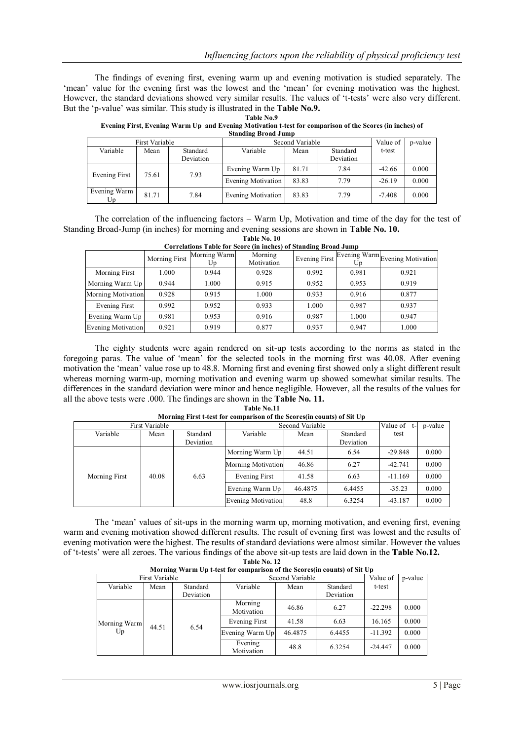The findings of evening first, evening warm up and evening motivation is studied separately. The 'mean' value for the evening first was the lowest and the 'mean' for evening motivation was the highest. However, the standard deviations showed very similar results. The values of 't-tests' were also very different. But the 'p-value' was similar. This study is illustrated in the **Table No.9.**

**Table No.9**
**Evening First, Evening Warm Up and Evening Motivation t-test for comparison of the Scores (in inches) of Standing Broad Jump**

| First Variable | | | Second Variable | | | Value of t-test | p-value |
|---|---|---|---|---|---|---|---|
| Variable | Mean | Standard Deviation | Variable | Mean | Standard Deviation | | |
| Evening First | 75.61 | 7.93 | Evening Warm Up | 81.71 | 7.84 | -42.66 | 0.000 |
| | | | Evening Motivation | 83.83 | 7.79 | -26.19 | 0.000 |
| Evening Warm Up | 81.71 | 7.84 | Evening Motivation | 83.83 | 7.79 | -7.408 | 0.000 |

The correlation of the influencing factors – Warm Up, Motivation and time of the day for the test of Standing Broad-Jump (in inches) for morning and evening sessions are shown in **Table No. 10.**

**Table No. 10**
**Correlations Table for Score (in inches) of Standing Broad Jump**

| | Morning First | Morning Warm Up | Morning Motivation | Evening First | Evening Warm Up | Evening Motivation |
|---|---|---|---|---|---|---|
| Morning First | 1.000 | 0.944 | 0.928 | 0.992 | 0.981 | 0.921 |
| Morning Warm Up | 0.944 | 1.000 | 0.915 | 0.952 | 0.953 | 0.919 |
| Morning Motivation | 0.928 | 0.915 | 1.000 | 0.933 | 0.916 | 0.877 |
| Evening First | 0.992 | 0.952 | 0.933 | 1.000 | 0.987 | 0.937 |
| Evening Warm Up | 0.981 | 0.953 | 0.916 | 0.987 | 1.000 | 0.947 |
| Evening Motivation | 0.921 | 0.919 | 0.877 | 0.937 | 0.947 | 1.000 |

The eighty students were again rendered on sit-up tests according to the norms as stated in the foregoing paras. The value of 'mean' for the selected tools in the morning first was 40.08. After evening motivation the 'mean' value rose up to 48.8. Morning first and evening first showed only a slight different result whereas morning warm-up, morning motivation and evening warm up showed somewhat similar results. The differences in the standard deviation were minor and hence negligible. However, all the results of the values for all the above tests were .000. The findings are shown in the **Table No. 11.**

**Table No.11**
**Morning First t-test for comparison of the Scores(in counts) of Sit Up**

| First Variable | | | Second Variable | | | Value of t-test | p-value |
|---|---|---|---|---|---|---|---|
| Variable | Mean | Standard Deviation | Variable | Mean | Standard Deviation | | |
| Morning First | 40.08 | 6.63 | Morning Warm Up | 44.51 | 6.54 | -29.848 | 0.000 |
| | | | Morning Motivation | 46.86 | 6.27 | -42.741 | 0.000 |
| | | | Evening First | 41.58 | 6.63 | -11.169 | 0.000 |
| | | | Evening Warm Up | 46.4875 | 6.4455 | -35.23 | 0.000 |
| | | | Evening Motivation | 48.8 | 6.3254 | -43.187 | 0.000 |

The 'mean' values of sit-ups in the morning warm up, morning motivation, and evening first, evening warm and evening motivation showed different results. The result of evening first was lowest and the results of evening motivation were the highest. The results of standard deviations were almost similar. However the values of 't-tests' were all zeroes. The various findings of the above sit-up tests are laid down in the **Table No.12.**

**Table No. 12**
**Morning Warm Up t-test for comparison of the Scores(in counts) of Sit Up**

| First Variable | | | Second Variable | | | Value of t-test | p-value |
|---|---|---|---|---|---|---|---|
| Variable | Mean | Standard Deviation | Variable | Mean | Standard Deviation | | |
| Morning Warm Up | 44.51 | 6.54 | Morning Motivation | 46.86 | 6.27 | -22.298 | 0.000 |
| | | | Evening First | 41.58 | 6.63 | 16.165 | 0.000 |
| | | | Evening Warm Up | 46.4875 | 6.4455 | -11.392 | 0.000 |
| | | | Evening Motivation | 48.8 | 6.3254 | -24.447 | 0.000 |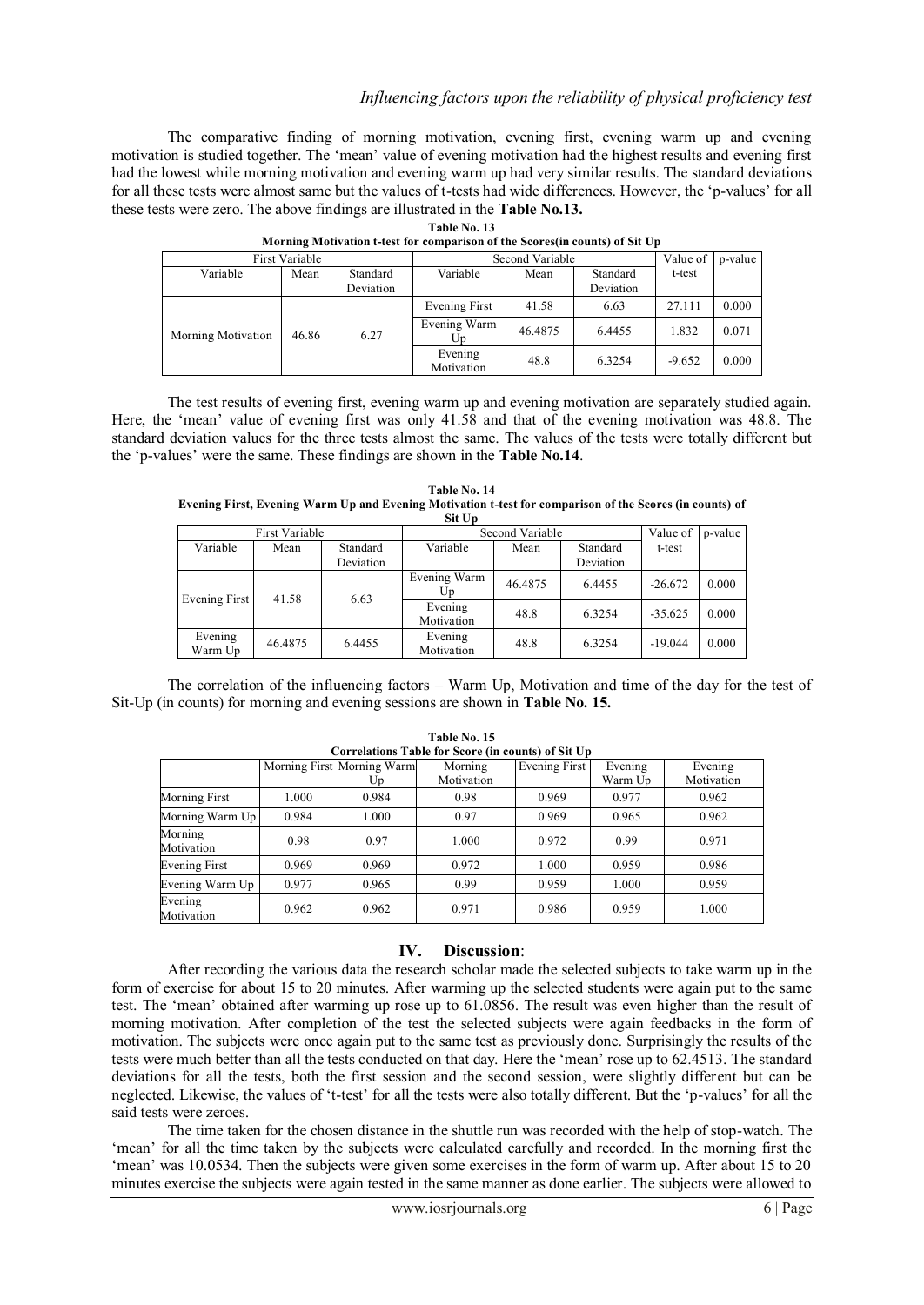The comparative finding of morning motivation, evening first, evening warm up and evening motivation is studied together. The 'mean' value of evening motivation had the highest results and evening first had the lowest while morning motivation and evening warm up had very similar results. The standard deviations for all these tests were almost same but the values of t-tests had wide differences. However, the 'p-values' for all these tests were zero. The above findings are illustrated in the **Table No.13.**

**Table No. 13**
**Morning Motivation t-test for comparison of the Scores(in counts) of Sit Up**

| First Variable | | | Second Variable | | | Value of t-test | p-value |
|---|---|---|---|---|---|---|---|
| Variable | Mean | Standard Deviation | Variable | Mean | Standard Deviation | | |
| Morning Motivation | 46.86 | 6.27 | Evening First | 41.58 | 6.63 | 27.111 | 0.000 |
| | | | Evening Warm Up | 46.4875 | 6.4455 | 1.832 | 0.071 |
| | | | Evening Motivation | 48.8 | 6.3254 | -9.652 | 0.000 |

The test results of evening first, evening warm up and evening motivation are separately studied again. Here, the 'mean' value of evening first was only 41.58 and that of the evening motivation was 48.8. The standard deviation values for the three tests almost the same. The values of the tests were totally different but the 'p-values' were the same. These findings are shown in the **Table No.14**.

**Table No. 14**
**Evening First, Evening Warm Up and Evening Motivation t-test for comparison of the Scores (in counts) of Sit Up**

| First Variable | | | Second Variable | | | Value of t-test | p-value |
|---|---|---|---|---|---|---|---|
| Variable | Mean | Standard Deviation | Variable | Mean | Standard Deviation | | |
| Evening First | 41.58 | 6.63 | Evening Warm Up | 46.4875 | 6.4455 | -26.672 | 0.000 |
| | | | Evening Motivation | 48.8 | 6.3254 | -35.625 | 0.000 |
| Evening Warm Up | 46.4875 | 6.4455 | Evening Motivation | 48.8 | 6.3254 | -19.044 | 0.000 |

The correlation of the influencing factors – Warm Up, Motivation and time of the day for the test of Sit-Up (in counts) for morning and evening sessions are shown in **Table No. 15.**

**Table No. 15**
**Correlations Table for Score (in counts) of Sit Up**

| | Morning First | Morning Warm Up | Morning Motivation | Evening First | Evening Warm Up | Evening Motivation |
|---|---|---|---|---|---|---|
| Morning First | 1.000 | 0.984 | 0.98 | 0.969 | 0.977 | 0.962 |
| Morning Warm Up | 0.984 | 1.000 | 0.97 | 0.969 | 0.965 | 0.962 |
| Morning Motivation | 0.98 | 0.97 | 1.000 | 0.972 | 0.99 | 0.971 |
| Evening First | 0.969 | 0.969 | 0.972 | 1.000 | 0.959 | 0.986 |
| Evening Warm Up | 0.977 | 0.965 | 0.99 | 0.959 | 1.000 | 0.959 |
| Evening Motivation | 0.962 | 0.962 | 0.971 | 0.986 | 0.959 | 1.000 |

## IV. Discussion:

After recording the various data the research scholar made the selected subjects to take warm up in the form of exercise for about 15 to 20 minutes. After warming up the selected students were again put to the same test. The 'mean' obtained after warming up rose up to 61.0856. The result was even higher than the result of morning motivation. After completion of the test the selected subjects were again feedbacks in the form of motivation. The subjects were once again put to the same test as previously done. Surprisingly the results of the tests were much better than all the tests conducted on that day. Here the 'mean' rose up to 62.4513. The standard deviations for all the tests, both the first session and the second session, were slightly different but can be neglected. Likewise, the values of 't-test' for all the tests were also totally different. But the 'p-values' for all the said tests were zeroes.

The time taken for the chosen distance in the shuttle run was recorded with the help of stop-watch. The 'mean' for all the time taken by the subjects were calculated carefully and recorded. In the morning first the 'mean' was 10.0534. Then the subjects were given some exercises in the form of warm up. After about 15 to 20 minutes exercise the subjects were again tested in the same manner as done earlier. The subjects were allowed to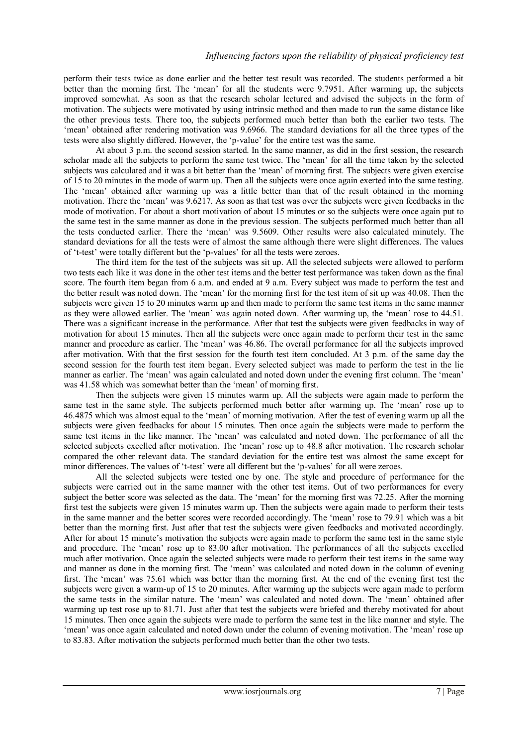perform their tests twice as done earlier and the better test result was recorded. The students performed a bit better than the morning first. The 'mean' for all the students were 9.7951. After warming up, the subjects improved somewhat. As soon as that the research scholar lectured and advised the subjects in the form of motivation. The subjects were motivated by using intrinsic method and then made to run the same distance like the other previous tests. There too, the subjects performed much better than both the earlier two tests. The 'mean' obtained after rendering motivation was 9.6966. The standard deviations for all the three types of the tests were also slightly differed. However, the 'p-value' for the entire test was the same.

At about 3 p.m. the second session started. In the same manner, as did in the first session, the research scholar made all the subjects to perform the same test twice. The 'mean' for all the time taken by the selected subjects was calculated and it was a bit better than the 'mean' of morning first. The subjects were given exercise of 15 to 20 minutes in the mode of warm up. Then all the subjects were once again exerted into the same testing. The 'mean' obtained after warming up was a little better than that of the result obtained in the morning motivation. There the 'mean' was 9.6217. As soon as that test was over the subjects were given feedbacks in the mode of motivation. For about a short motivation of about 15 minutes or so the subjects were once again put to the same test in the same manner as done in the previous session. The subjects performed much better than all the tests conducted earlier. There the 'mean' was 9.5609. Other results were also calculated minutely. The standard deviations for all the tests were of almost the same although there were slight differences. The values of 't-test' were totally different but the 'p-values' for all the tests were zeroes.

The third item for the test of the subjects was sit up. All the selected subjects were allowed to perform two tests each like it was done in the other test items and the better test performance was taken down as the final score. The fourth item began from 6 a.m. and ended at 9 a.m. Every subject was made to perform the test and the better result was noted down. The 'mean' for the morning first for the test item of sit up was 40.08. Then the subjects were given 15 to 20 minutes warm up and then made to perform the same test items in the same manner as they were allowed earlier. The 'mean' was again noted down. After warming up, the 'mean' rose to 44.51. There was a significant increase in the performance. After that test the subjects were given feedbacks in way of motivation for about 15 minutes. Then all the subjects were once again made to perform their test in the same manner and procedure as earlier. The 'mean' was 46.86. The overall performance for all the subjects improved after motivation. With that the first session for the fourth test item concluded. At 3 p.m. of the same day the second session for the fourth test item began. Every selected subject was made to perform the test in the lie manner as earlier. The 'mean' was again calculated and noted down under the evening first column. The 'mean' was 41.58 which was somewhat better than the 'mean' of morning first.

Then the subjects were given 15 minutes warm up. All the subjects were again made to perform the same test in the same style. The subjects performed much better after warming up. The 'mean' rose up to 46.4875 which was almost equal to the 'mean' of morning motivation. After the test of evening warm up all the subjects were given feedbacks for about 15 minutes. Then once again the subjects were made to perform the same test items in the like manner. The 'mean' was calculated and noted down. The performance of all the selected subjects excelled after motivation. The 'mean' rose up to 48.8 after motivation. The research scholar compared the other relevant data. The standard deviation for the entire test was almost the same except for minor differences. The values of 't-test' were all different but the 'p-values' for all were zeroes.

All the selected subjects were tested one by one. The style and procedure of performance for the subjects were carried out in the same manner with the other test items. Out of two performances for every subject the better score was selected as the data. The 'mean' for the morning first was 72.25. After the morning first test the subjects were given 15 minutes warm up. Then the subjects were again made to perform their tests in the same manner and the better scores were recorded accordingly. The 'mean' rose to 79.91 which was a bit better than the morning first. Just after that test the subjects were given feedbacks and motivated accordingly. After for about 15 minute's motivation the subjects were again made to perform the same test in the same style and procedure. The 'mean' rose up to 83.00 after motivation. The performances of all the subjects excelled much after motivation. Once again the selected subjects were made to perform their test items in the same way and manner as done in the morning first. The 'mean' was calculated and noted down in the column of evening first. The 'mean' was 75.61 which was better than the morning first. At the end of the evening first test the subjects were given a warm-up of 15 to 20 minutes. After warming up the subjects were again made to perform the same tests in the similar nature. The 'mean' was calculated and noted down. The 'mean' obtained after warming up test rose up to 81.71. Just after that test the subjects were briefed and thereby motivated for about 15 minutes. Then once again the subjects were made to perform the same test in the like manner and style. The 'mean' was once again calculated and noted down under the column of evening motivation. The 'mean' rose up to 83.83. After motivation the subjects performed much better than the other two tests.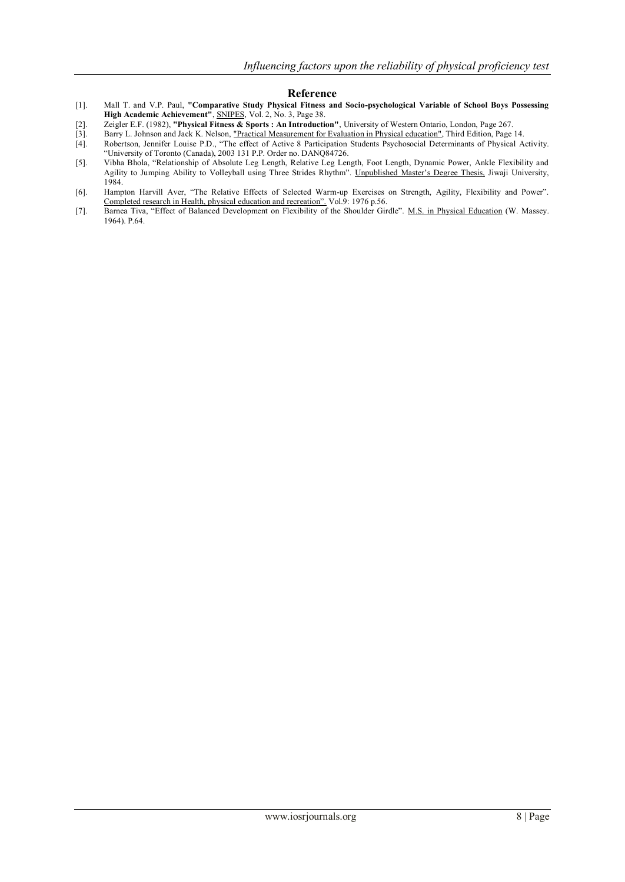## Reference

[1]. Mall T. and V.P. Paul, **"Comparative Study Physical Fitness and Socio-psychological Variable of School Boys Possessing High Academic Achievement"**, SNIPES, Vol. 2, No. 3, Page 38.

[2]. Zeigler E.F. (1982), **"Physical Fitness & Sports : An Introduction"**, University of Western Ontario, London, Page 267.

[3]. Barry L. Johnson and Jack K. Nelson, "Practical Measurement for Evaluation in Physical education", Third Edition, Page 14.

[4]. Robertson, Jennifer Louise P.D., "The effect of Active 8 Participation Students Psychosocial Determinants of Physical Activity. "University of Toronto (Canada), 2003 131 P.P. Order no. DANQ84726.

[5]. Vibha Bhola, "Relationship of Absolute Leg Length, Relative Leg Length, Foot Length, Dynamic Power, Ankle Flexibility and Agility to Jumping Ability to Volleyball using Three Strides Rhythm". Unpublished Master's Degree Thesis, Jiwaji University, 1984.

[6]. Hampton Harvill Aver, "The Relative Effects of Selected Warm-up Exercises on Strength, Agility, Flexibility and Power". Completed research in Health, physical education and recreation". Vol.9: 1976 p.56.

[7]. Barnea Tiva, "Effect of Balanced Development on Flexibility of the Shoulder Girdle". M.S. in Physical Education (W. Massey. 1964). P.64.